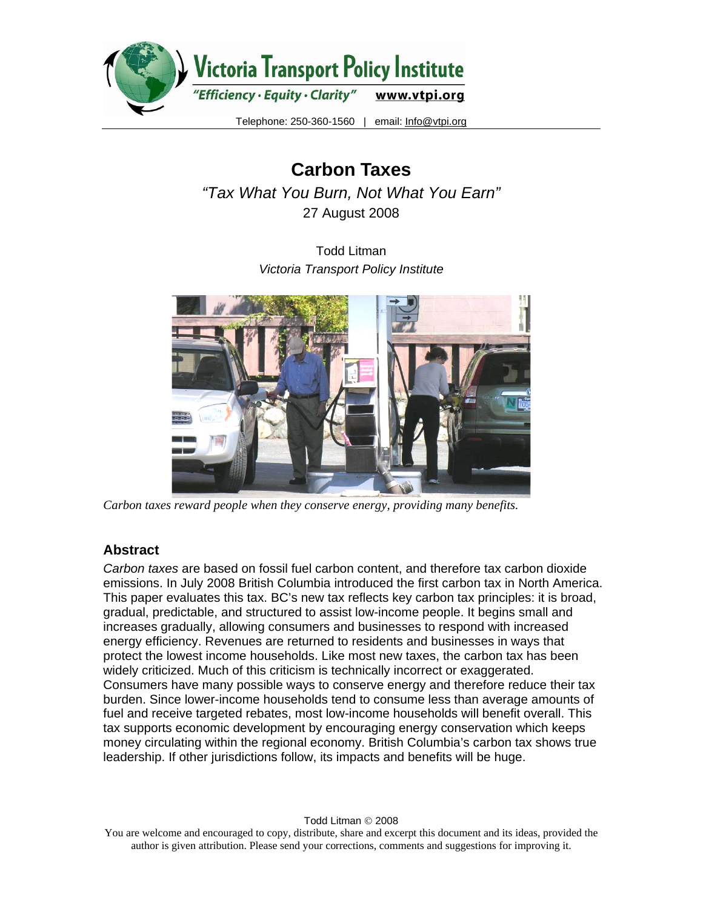Victoria Transport Policy Institute

*"Efficiency · Equity · Clarity"* www.vtpi.org

Telephone: 250-360-1560 | email: Info@vtpi.org

# Carbon Taxes

*"Tax What You Burn, Not What You Earn"*

27 August 2008

Todd Litman

*Victoria Transport Policy Institute*

*Carbon taxes reward people when they conserve energy, providing many benefits.*

## Abstract

*Carbon taxes* are based on fossil fuel carbon content, and therefore tax carbon dioxide emissions. In July 2008 British Columbia introduced the first carbon tax in North America. This paper evaluates this tax. BC's new tax reflects key carbon tax principles: it is broad, gradual, predictable, and structured to assist low-income people. It begins small and increases gradually, allowing consumers and businesses to respond with increased energy efficiency. Revenues are returned to residents and businesses in ways that protect the lowest income households. Like most new taxes, the carbon tax has been widely criticized. Much of this criticism is technically incorrect or exaggerated. Consumers have many possible ways to conserve energy and therefore reduce their tax burden. Since lower-income households tend to consume less than average amounts of fuel and receive targeted rebates, most low-income households will benefit overall. This tax supports economic development by encouraging energy conservation which keeps money circulating within the regional economy. British Columbia's carbon tax shows true leadership. If other jurisdictions follow, its impacts and benefits will be huge.

Todd Litman © 2008

You are welcome and encouraged to copy, distribute, share and excerpt this document and its ideas, provided the author is given attribution. Please send your corrections, comments and suggestions for improving it.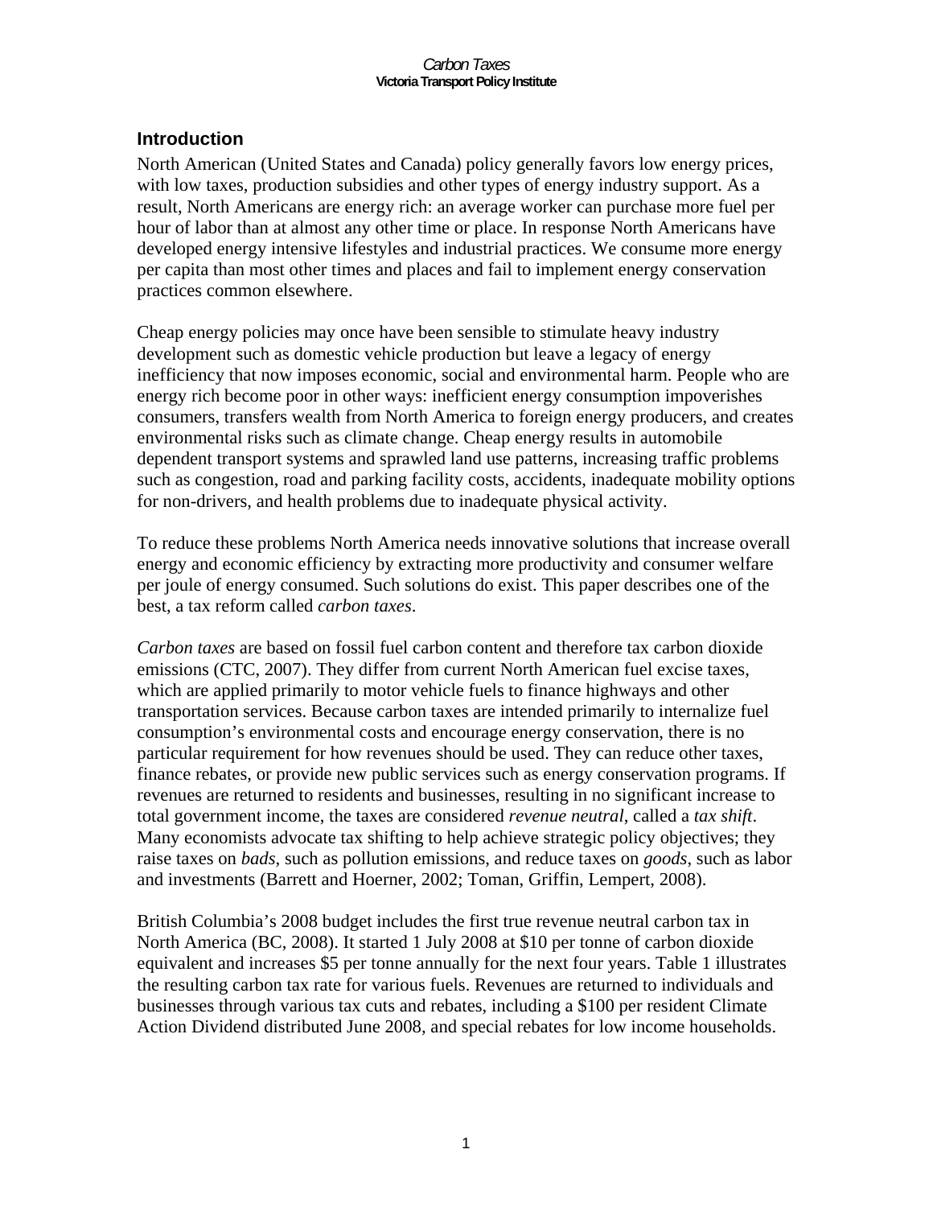## Introduction

North American (United States and Canada) policy generally favors low energy prices, with low taxes, production subsidies and other types of energy industry support. As a result, North Americans are energy rich: an average worker can purchase more fuel per hour of labor than at almost any other time or place. In response North Americans have developed energy intensive lifestyles and industrial practices. We consume more energy per capita than most other times and places and fail to implement energy conservation practices common elsewhere.

Cheap energy policies may once have been sensible to stimulate heavy industry development such as domestic vehicle production but leave a legacy of energy inefficiency that now imposes economic, social and environmental harm. People who are energy rich become poor in other ways: inefficient energy consumption impoverishes consumers, transfers wealth from North America to foreign energy producers, and creates environmental risks such as climate change. Cheap energy results in automobile dependent transport systems and sprawled land use patterns, increasing traffic problems such as congestion, road and parking facility costs, accidents, inadequate mobility options for non-drivers, and health problems due to inadequate physical activity.

To reduce these problems North America needs innovative solutions that increase overall energy and economic efficiency by extracting more productivity and consumer welfare per joule of energy consumed. Such solutions do exist. This paper describes one of the best, a tax reform called *carbon taxes*.

*Carbon taxes* are based on fossil fuel carbon content and therefore tax carbon dioxide emissions (CTC, 2007). They differ from current North American fuel excise taxes, which are applied primarily to motor vehicle fuels to finance highways and other transportation services. Because carbon taxes are intended primarily to internalize fuel consumption's environmental costs and encourage energy conservation, there is no particular requirement for how revenues should be used. They can reduce other taxes, finance rebates, or provide new public services such as energy conservation programs. If revenues are returned to residents and businesses, resulting in no significant increase to total government income, the taxes are considered *revenue neutral*, called a *tax shift*. Many economists advocate tax shifting to help achieve strategic policy objectives; they raise taxes on *bads*, such as pollution emissions, and reduce taxes on *goods*, such as labor and investments (Barrett and Hoerner, 2002; Toman, Griffin, Lempert, 2008).

British Columbia's 2008 budget includes the first true revenue neutral carbon tax in North America (BC, 2008). It started 1 July 2008 at $10 per tonne of carbon dioxide equivalent and increases $5 per tonne annually for the next four years. Table 1 illustrates the resulting carbon tax rate for various fuels. Revenues are returned to individuals and businesses through various tax cuts and rebates, including a $100 per resident Climate Action Dividend distributed June 2008, and special rebates for low income households.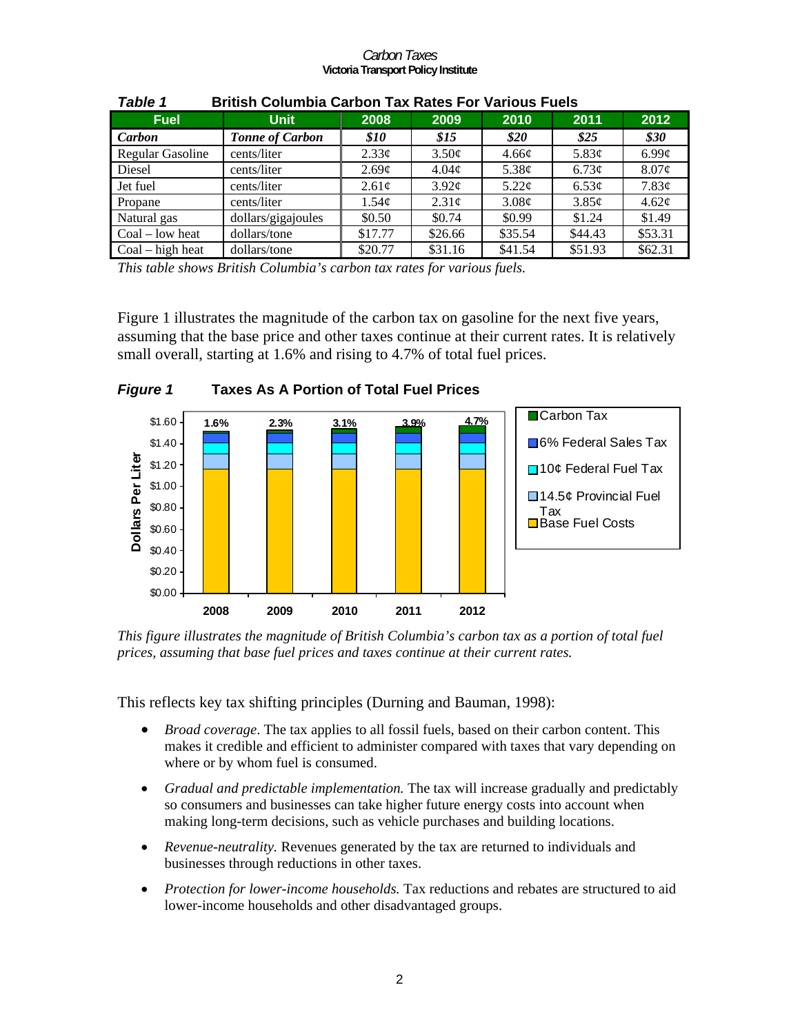*Table 1* **British Columbia Carbon Tax Rates For Various Fuels**

| Fuel | Unit | 2008 | 2009 | 2010 | 2011 | 2012 |
|---|---|---|---|---|---|---|
| ***Carbon*** | ***Tonne of Carbon*** | ***$10*** | ***$15*** | ***$20*** | ***$25*** | ***$30*** |
| Regular Gasoline | cents/liter | 2.33¢ | 3.50¢ | 4.66¢ | 5.83¢ | 6.99¢ |
| Diesel | cents/liter | 2.69¢ | 4.04¢ | 5.38¢ | 6.73¢ | 8.07¢ |
| Jet fuel | cents/liter | 2.61¢ | 3.92¢ | 5.22¢ | 6.53¢ | 7.83¢ |
| Propane | cents/liter | 1.54¢ | 2.31¢ | 3.08¢ | 3.85¢ | 4.62¢ |
| Natural gas | dollars/gigajoules | $0.50 | $0.74 | $0.99 | $1.24 | $1.49 |
| Coal – low heat | dollars/tone | $17.77 | $26.66 | $35.54 | $44.43 | $53.31 |
| Coal – high heat | dollars/tone | $20.77 | $31.16 | $41.54 | $51.93 | $62.31 |

*This table shows British Columbia's carbon tax rates for various fuels.*

Figure 1 illustrates the magnitude of the carbon tax on gasoline for the next five years, assuming that the base price and other taxes continue at their current rates. It is relatively small overall, starting at 1.6% and rising to 4.7% of total fuel prices.

*Figure 1* **Taxes As A Portion of Total Fuel Prices**

*This figure illustrates the magnitude of British Columbia's carbon tax as a portion of total fuel prices, assuming that base fuel prices and taxes continue at their current rates.*

This reflects key tax shifting principles (Durning and Bauman, 1998):

- *Broad coverage*. The tax applies to all fossil fuels, based on their carbon content. This makes it credible and efficient to administer compared with taxes that vary depending on where or by whom fuel is consumed.
- *Gradual and predictable implementation.* The tax will increase gradually and predictably so consumers and businesses can take higher future energy costs into account when making long-term decisions, such as vehicle purchases and building locations.
- *Revenue-neutrality.* Revenues generated by the tax are returned to individuals and businesses through reductions in other taxes.
- *Protection for lower-income households.* Tax reductions and rebates are structured to aid lower-income households and other disadvantaged groups.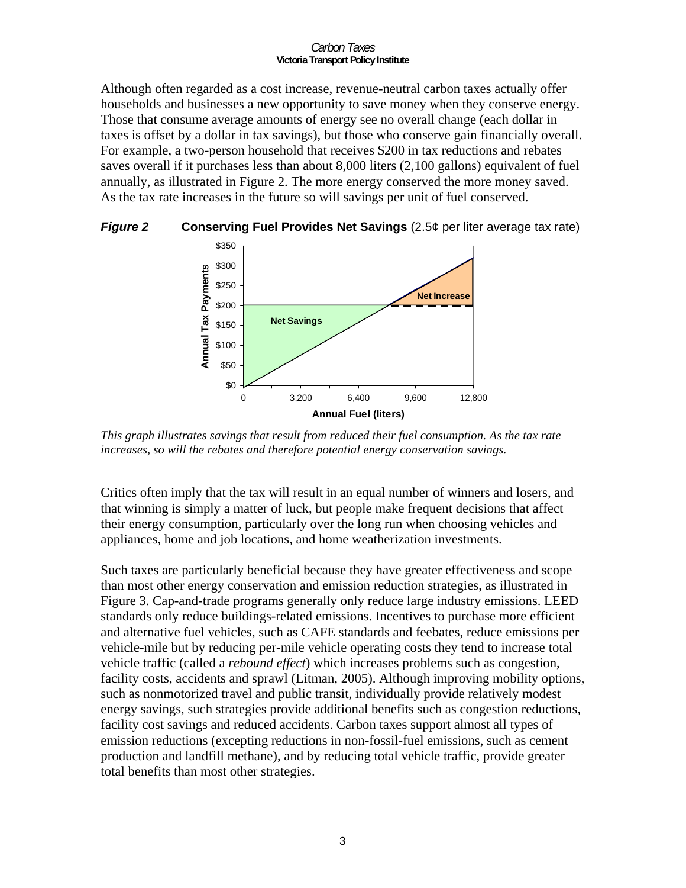Although often regarded as a cost increase, revenue-neutral carbon taxes actually offer households and businesses a new opportunity to save money when they conserve energy. Those that consume average amounts of energy see no overall change (each dollar in taxes is offset by a dollar in tax savings), but those who conserve gain financially overall. For example, a two-person household that receives $200 in tax reductions and rebates saves overall if it purchases less than about 8,000 liters (2,100 gallons) equivalent of fuel annually, as illustrated in Figure 2. The more energy conserved the more money saved. As the tax rate increases in the future so will savings per unit of fuel conserved.

***Figure 2*** **Conserving Fuel Provides Net Savings** (2.5¢ per liter average tax rate)

*This graph illustrates savings that result from reduced their fuel consumption. As the tax rate increases, so will the rebates and therefore potential energy conservation savings.*

Critics often imply that the tax will result in an equal number of winners and losers, and that winning is simply a matter of luck, but people make frequent decisions that affect their energy consumption, particularly over the long run when choosing vehicles and appliances, home and job locations, and home weatherization investments.

Such taxes are particularly beneficial because they have greater effectiveness and scope than most other energy conservation and emission reduction strategies, as illustrated in Figure 3. Cap-and-trade programs generally only reduce large industry emissions. LEED standards only reduce buildings-related emissions. Incentives to purchase more efficient and alternative fuel vehicles, such as CAFE standards and feebates, reduce emissions per vehicle-mile but by reducing per-mile vehicle operating costs they tend to increase total vehicle traffic (called a *rebound effect*) which increases problems such as congestion, facility costs, accidents and sprawl (Litman, 2005). Although improving mobility options, such as nonmotorized travel and public transit, individually provide relatively modest energy savings, such strategies provide additional benefits such as congestion reductions, facility cost savings and reduced accidents. Carbon taxes support almost all types of emission reductions (excepting reductions in non-fossil-fuel emissions, such as cement production and landfill methane), and by reducing total vehicle traffic, provide greater total benefits than most other strategies.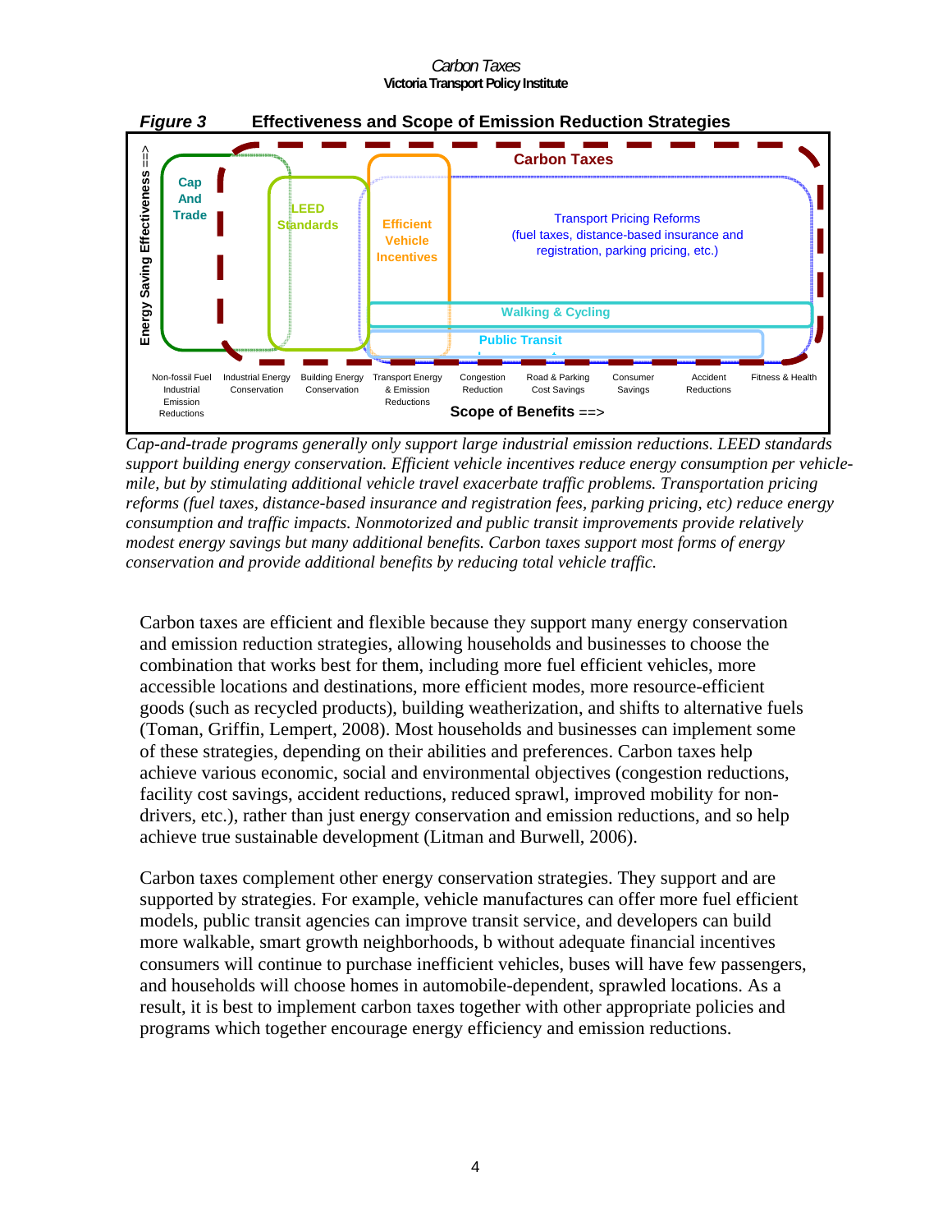***Figure 3*** **Effectiveness and Scope of Emission Reduction Strategies**

Energy Saving Effectiveness ==>

Cap And Trade

LEED Standards

Efficient Vehicle Incentives

Carbon Taxes

Transport Pricing Reforms (fuel taxes, distance-based insurance and registration, parking pricing, etc.)

Walking & Cycling

Public Transit

Non-fossil Fuel Industrial Emission Reductions | Industrial Energy Conservation | Building Energy Conservation | Transport Energy & Emission Reductions | Congestion Reduction | Road & Parking Cost Savings | Consumer Savings | Accident Reductions | Fitness & Health

**Scope of Benefits ==>**

*Cap-and-trade programs generally only support large industrial emission reductions. LEED standards support building energy conservation. Efficient vehicle incentives reduce energy consumption per vehicle-mile, but by stimulating additional vehicle travel exacerbate traffic problems. Transportation pricing reforms (fuel taxes, distance-based insurance and registration fees, parking pricing, etc) reduce energy consumption and traffic impacts. Nonmotorized and public transit improvements provide relatively modest energy savings but many additional benefits. Carbon taxes support most forms of energy conservation and provide additional benefits by reducing total vehicle traffic.*

Carbon taxes are efficient and flexible because they support many energy conservation and emission reduction strategies, allowing households and businesses to choose the combination that works best for them, including more fuel efficient vehicles, more accessible locations and destinations, more efficient modes, more resource-efficient goods (such as recycled products), building weatherization, and shifts to alternative fuels (Toman, Griffin, Lempert, 2008). Most households and businesses can implement some of these strategies, depending on their abilities and preferences. Carbon taxes help achieve various economic, social and environmental objectives (congestion reductions, facility cost savings, accident reductions, reduced sprawl, improved mobility for non-drivers, etc.), rather than just energy conservation and emission reductions, and so help achieve true sustainable development (Litman and Burwell, 2006).

Carbon taxes complement other energy conservation strategies. They support and are supported by strategies. For example, vehicle manufactures can offer more fuel efficient models, public transit agencies can improve transit service, and developers can build more walkable, smart growth neighborhoods, b without adequate financial incentives consumers will continue to purchase inefficient vehicles, buses will have few passengers, and households will choose homes in automobile-dependent, sprawled locations. As a result, it is best to implement carbon taxes together with other appropriate policies and programs which together encourage energy efficiency and emission reductions.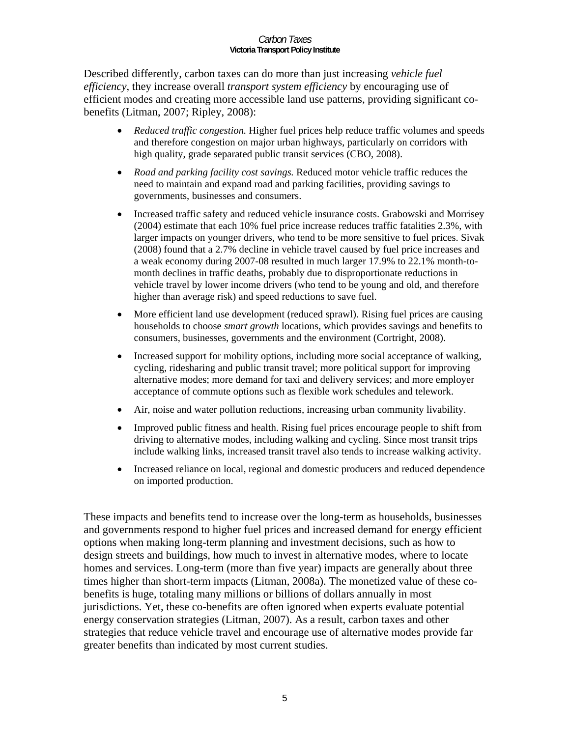Described differently, carbon taxes can do more than just increasing *vehicle fuel efficiency*, they increase overall *transport system efficiency* by encouraging use of efficient modes and creating more accessible land use patterns, providing significant co-benefits (Litman, 2007; Ripley, 2008):

- *Reduced traffic congestion.* Higher fuel prices help reduce traffic volumes and speeds and therefore congestion on major urban highways, particularly on corridors with high quality, grade separated public transit services (CBO, 2008).
- *Road and parking facility cost savings.* Reduced motor vehicle traffic reduces the need to maintain and expand road and parking facilities, providing savings to governments, businesses and consumers.
- Increased traffic safety and reduced vehicle insurance costs. Grabowski and Morrisey (2004) estimate that each 10% fuel price increase reduces traffic fatalities 2.3%, with larger impacts on younger drivers, who tend to be more sensitive to fuel prices. Sivak (2008) found that a 2.7% decline in vehicle travel caused by fuel price increases and a weak economy during 2007-08 resulted in much larger 17.9% to 22.1% month-to-month declines in traffic deaths, probably due to disproportionate reductions in vehicle travel by lower income drivers (who tend to be young and old, and therefore higher than average risk) and speed reductions to save fuel.
- More efficient land use development (reduced sprawl). Rising fuel prices are causing households to choose *smart growth* locations, which provides savings and benefits to consumers, businesses, governments and the environment (Cortright, 2008).
- Increased support for mobility options, including more social acceptance of walking, cycling, ridesharing and public transit travel; more political support for improving alternative modes; more demand for taxi and delivery services; and more employer acceptance of commute options such as flexible work schedules and telework.
- Air, noise and water pollution reductions, increasing urban community livability.
- Improved public fitness and health. Rising fuel prices encourage people to shift from driving to alternative modes, including walking and cycling. Since most transit trips include walking links, increased transit travel also tends to increase walking activity.
- Increased reliance on local, regional and domestic producers and reduced dependence on imported production.

These impacts and benefits tend to increase over the long-term as households, businesses and governments respond to higher fuel prices and increased demand for energy efficient options when making long-term planning and investment decisions, such as how to design streets and buildings, how much to invest in alternative modes, where to locate homes and services. Long-term (more than five year) impacts are generally about three times higher than short-term impacts (Litman, 2008a). The monetized value of these co-benefits is huge, totaling many millions or billions of dollars annually in most jurisdictions. Yet, these co-benefits are often ignored when experts evaluate potential energy conservation strategies (Litman, 2007). As a result, carbon taxes and other strategies that reduce vehicle travel and encourage use of alternative modes provide far greater benefits than indicated by most current studies.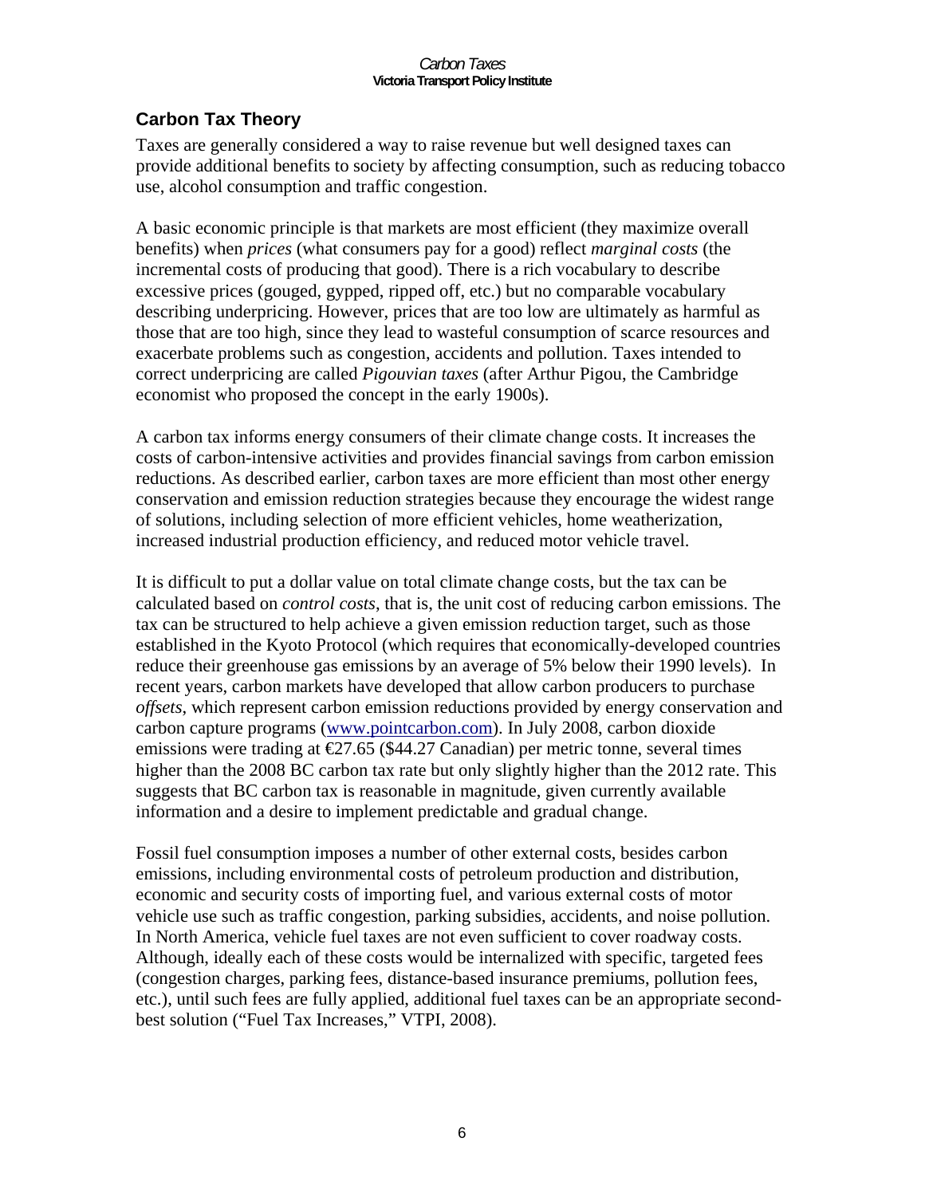## Carbon Tax Theory

Taxes are generally considered a way to raise revenue but well designed taxes can provide additional benefits to society by affecting consumption, such as reducing tobacco use, alcohol consumption and traffic congestion.

A basic economic principle is that markets are most efficient (they maximize overall benefits) when *prices* (what consumers pay for a good) reflect *marginal costs* (the incremental costs of producing that good). There is a rich vocabulary to describe excessive prices (gouged, gypped, ripped off, etc.) but no comparable vocabulary describing underpricing. However, prices that are too low are ultimately as harmful as those that are too high, since they lead to wasteful consumption of scarce resources and exacerbate problems such as congestion, accidents and pollution. Taxes intended to correct underpricing are called *Pigouvian taxes* (after Arthur Pigou, the Cambridge economist who proposed the concept in the early 1900s).

A carbon tax informs energy consumers of their climate change costs. It increases the costs of carbon-intensive activities and provides financial savings from carbon emission reductions. As described earlier, carbon taxes are more efficient than most other energy conservation and emission reduction strategies because they encourage the widest range of solutions, including selection of more efficient vehicles, home weatherization, increased industrial production efficiency, and reduced motor vehicle travel.

It is difficult to put a dollar value on total climate change costs, but the tax can be calculated based on *control costs*, that is, the unit cost of reducing carbon emissions. The tax can be structured to help achieve a given emission reduction target, such as those established in the Kyoto Protocol (which requires that economically-developed countries reduce their greenhouse gas emissions by an average of 5% below their 1990 levels). In recent years, carbon markets have developed that allow carbon producers to purchase *offsets*, which represent carbon emission reductions provided by energy conservation and carbon capture programs (www.pointcarbon.com). In July 2008, carbon dioxide emissions were trading at €27.65 ($44.27 Canadian) per metric tonne, several times higher than the 2008 BC carbon tax rate but only slightly higher than the 2012 rate. This suggests that BC carbon tax is reasonable in magnitude, given currently available information and a desire to implement predictable and gradual change.

Fossil fuel consumption imposes a number of other external costs, besides carbon emissions, including environmental costs of petroleum production and distribution, economic and security costs of importing fuel, and various external costs of motor vehicle use such as traffic congestion, parking subsidies, accidents, and noise pollution. In North America, vehicle fuel taxes are not even sufficient to cover roadway costs. Although, ideally each of these costs would be internalized with specific, targeted fees (congestion charges, parking fees, distance-based insurance premiums, pollution fees, etc.), until such fees are fully applied, additional fuel taxes can be an appropriate second-best solution ("Fuel Tax Increases," VTPI, 2008).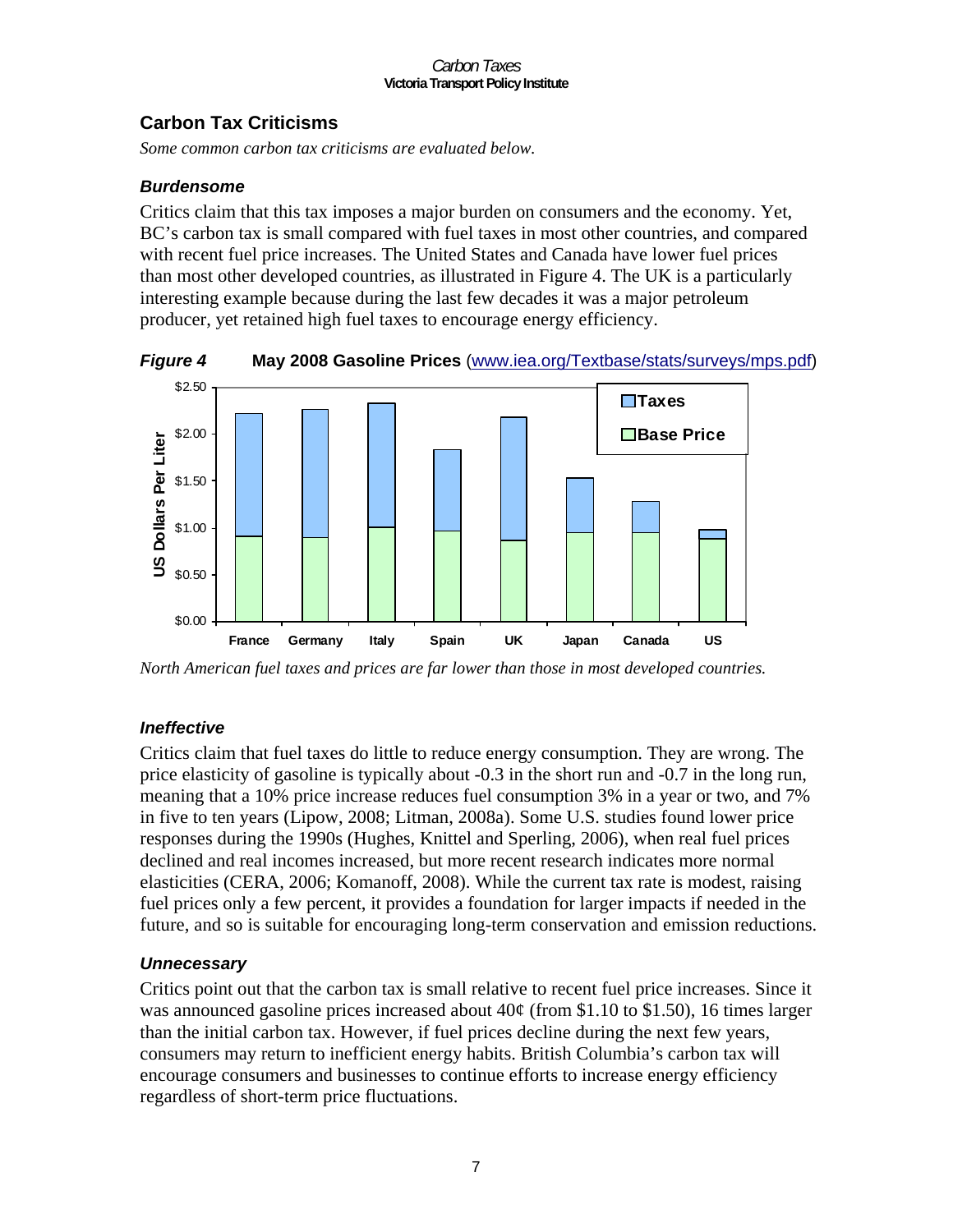## Carbon Tax Criticisms

*Some common carbon tax criticisms are evaluated below.*

### *Burdensome*

Critics claim that this tax imposes a major burden on consumers and the economy. Yet, BC's carbon tax is small compared with fuel taxes in most other countries, and compared with recent fuel price increases. The United States and Canada have lower fuel prices than most other developed countries, as illustrated in Figure 4. The UK is a particularly interesting example because during the last few decades it was a major petroleum producer, yet retained high fuel taxes to encourage energy efficiency.

***Figure 4*** **May 2008 Gasoline Prices** (www.iea.org/Textbase/stats/surveys/mps.pdf)

*North American fuel taxes and prices are far lower than those in most developed countries.*

### *Ineffective*

Critics claim that fuel taxes do little to reduce energy consumption. They are wrong. The price elasticity of gasoline is typically about -0.3 in the short run and -0.7 in the long run, meaning that a 10% price increase reduces fuel consumption 3% in a year or two, and 7% in five to ten years (Lipow, 2008; Litman, 2008a). Some U.S. studies found lower price responses during the 1990s (Hughes, Knittel and Sperling, 2006), when real fuel prices declined and real incomes increased, but more recent research indicates more normal elasticities (CERA, 2006; Komanoff, 2008). While the current tax rate is modest, raising fuel prices only a few percent, it provides a foundation for larger impacts if needed in the future, and so is suitable for encouraging long-term conservation and emission reductions.

### *Unnecessary*

Critics point out that the carbon tax is small relative to recent fuel price increases. Since it was announced gasoline prices increased about 40¢ (from $1.10 to $1.50), 16 times larger than the initial carbon tax. However, if fuel prices decline during the next few years, consumers may return to inefficient energy habits. British Columbia's carbon tax will encourage consumers and businesses to continue efforts to increase energy efficiency regardless of short-term price fluctuations.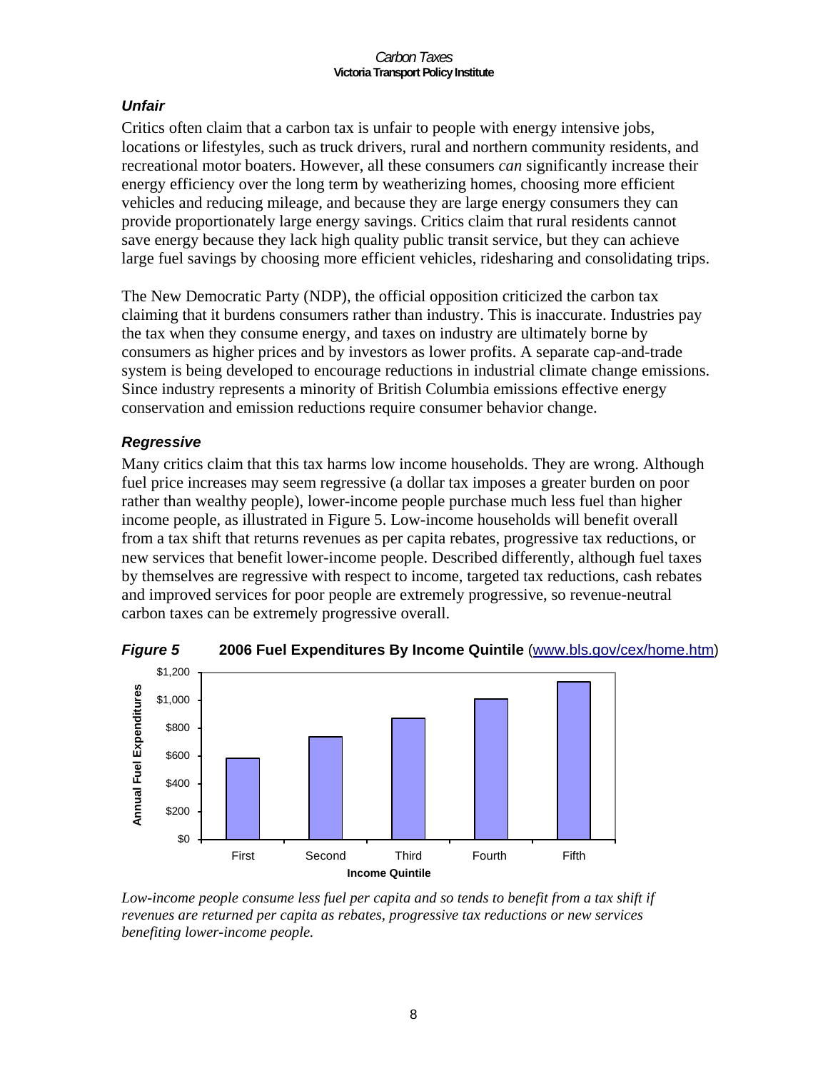### *Unfair*

Critics often claim that a carbon tax is unfair to people with energy intensive jobs, locations or lifestyles, such as truck drivers, rural and northern community residents, and recreational motor boaters. However, all these consumers *can* significantly increase their energy efficiency over the long term by weatherizing homes, choosing more efficient vehicles and reducing mileage, and because they are large energy consumers they can provide proportionately large energy savings. Critics claim that rural residents cannot save energy because they lack high quality public transit service, but they can achieve large fuel savings by choosing more efficient vehicles, ridesharing and consolidating trips.

The New Democratic Party (NDP), the official opposition criticized the carbon tax claiming that it burdens consumers rather than industry. This is inaccurate. Industries pay the tax when they consume energy, and taxes on industry are ultimately borne by consumers as higher prices and by investors as lower profits. A separate cap-and-trade system is being developed to encourage reductions in industrial climate change emissions. Since industry represents a minority of British Columbia emissions effective energy conservation and emission reductions require consumer behavior change.

### *Regressive*

Many critics claim that this tax harms low income households. They are wrong. Although fuel price increases may seem regressive (a dollar tax imposes a greater burden on poor rather than wealthy people), lower-income people purchase much less fuel than higher income people, as illustrated in Figure 5. Low-income households will benefit overall from a tax shift that returns revenues as per capita rebates, progressive tax reductions, or new services that benefit lower-income people. Described differently, although fuel taxes by themselves are regressive with respect to income, targeted tax reductions, cash rebates and improved services for poor people are extremely progressive, so revenue-neutral carbon taxes can be extremely progressive overall.

***Figure 5*** **2006 Fuel Expenditures By Income Quintile** (www.bls.gov/cex/home.htm)

| Income Quintile | Annual Fuel Expenditures (approx.) |
|---|---|
| First | $580 |
| Second | $740 |
| Third | $870 |
| Fourth | $1,010 |
| Fifth | $1,130 |

*Low-income people consume less fuel per capita and so tends to benefit from a tax shift if revenues are returned per capita as rebates, progressive tax reductions or new services benefiting lower-income people.*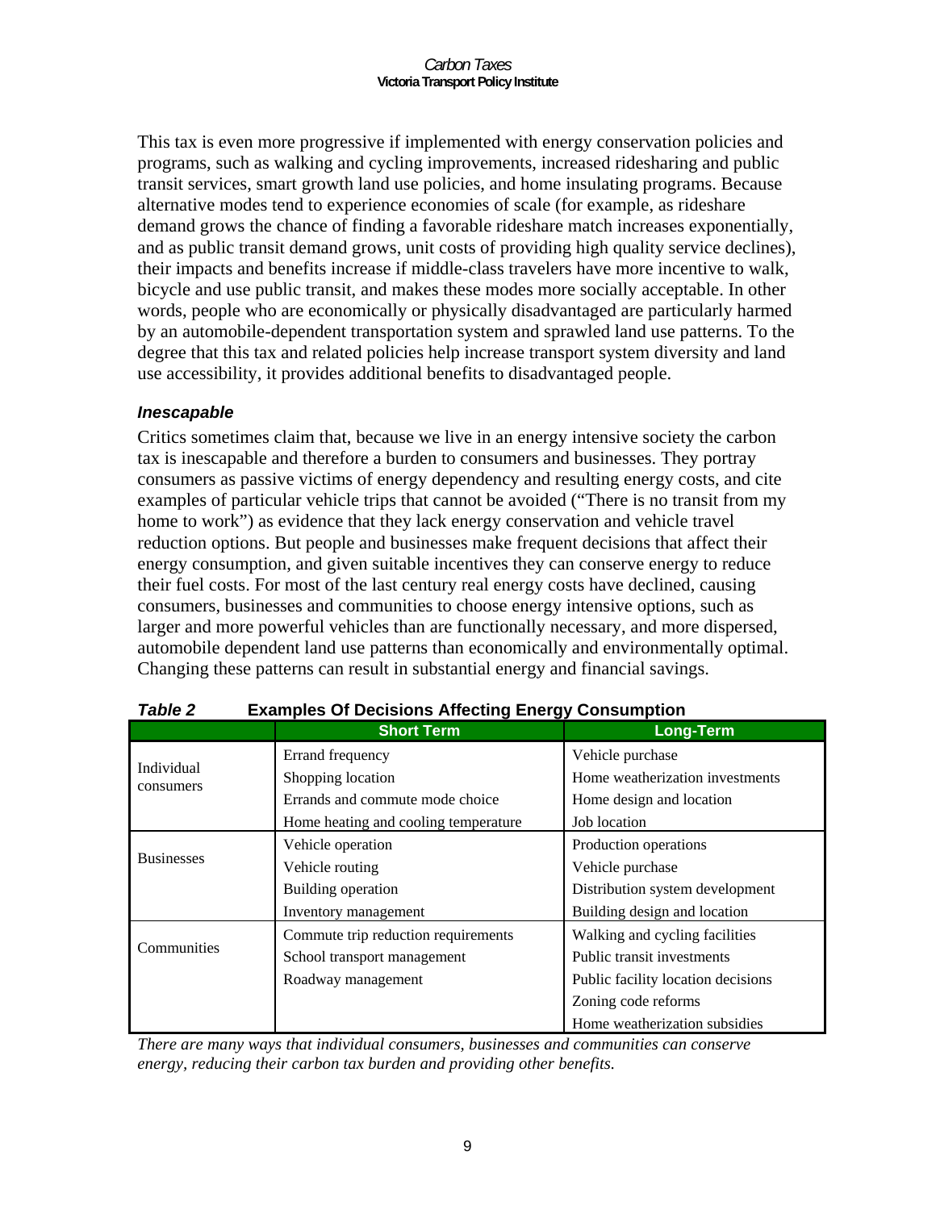This tax is even more progressive if implemented with energy conservation policies and programs, such as walking and cycling improvements, increased ridesharing and public transit services, smart growth land use policies, and home insulating programs. Because alternative modes tend to experience economies of scale (for example, as rideshare demand grows the chance of finding a favorable rideshare match increases exponentially, and as public transit demand grows, unit costs of providing high quality service declines), their impacts and benefits increase if middle-class travelers have more incentive to walk, bicycle and use public transit, and makes these modes more socially acceptable. In other words, people who are economically or physically disadvantaged are particularly harmed by an automobile-dependent transportation system and sprawled land use patterns. To the degree that this tax and related policies help increase transport system diversity and land use accessibility, it provides additional benefits to disadvantaged people.

### *Inescapable*

Critics sometimes claim that, because we live in an energy intensive society the carbon tax is inescapable and therefore a burden to consumers and businesses. They portray consumers as passive victims of energy dependency and resulting energy costs, and cite examples of particular vehicle trips that cannot be avoided ("There is no transit from my home to work") as evidence that they lack energy conservation and vehicle travel reduction options. But people and businesses make frequent decisions that affect their energy consumption, and given suitable incentives they can conserve energy to reduce their fuel costs. For most of the last century real energy costs have declined, causing consumers, businesses and communities to choose energy intensive options, such as larger and more powerful vehicles than are functionally necessary, and more dispersed, automobile dependent land use patterns than economically and environmentally optimal. Changing these patterns can result in substantial energy and financial savings.

***Table 2*** **Examples Of Decisions Affecting Energy Consumption**

| | Short Term | Long-Term |
|---|---|---|
| Individual consumers | Errand frequency | Vehicle purchase |
| | Shopping location | Home weatherization investments |
| | Errands and commute mode choice | Home design and location |
| | Home heating and cooling temperature | Job location |
| Businesses | Vehicle operation | Production operations |
| | Vehicle routing | Vehicle purchase |
| | Building operation | Distribution system development |
| | Inventory management | Building design and location |
| Communities | Commute trip reduction requirements | Walking and cycling facilities |
| | School transport management | Public transit investments |
| | Roadway management | Public facility location decisions |
| | | Zoning code reforms |
| | | Home weatherization subsidies |

*There are many ways that individual consumers, businesses and communities can conserve energy, reducing their carbon tax burden and providing other benefits.*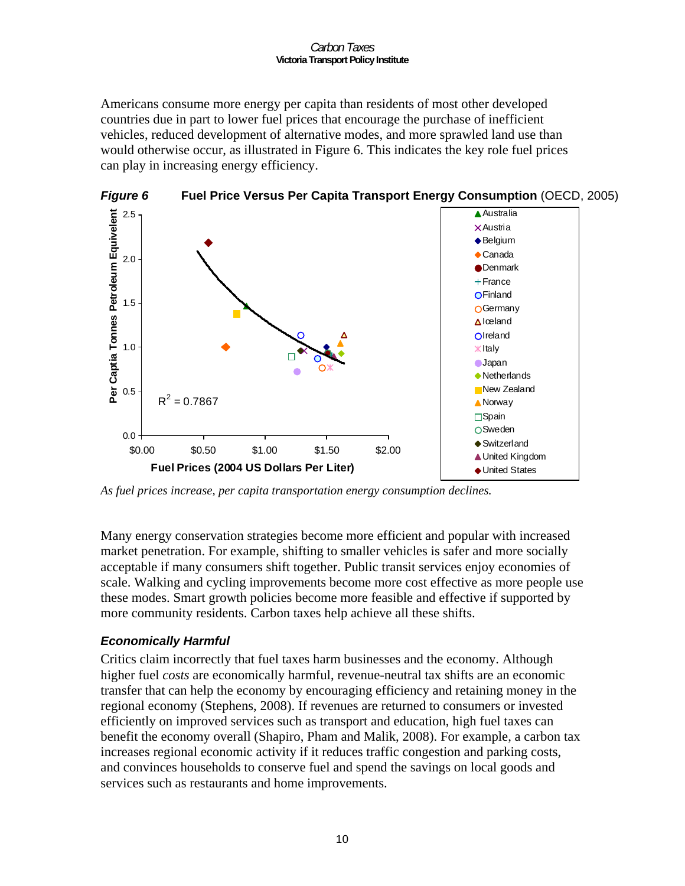Americans consume more energy per capita than residents of most other developed countries due in part to lower fuel prices that encourage the purchase of inefficient vehicles, reduced development of alternative modes, and more sprawled land use than would otherwise occur, as illustrated in Figure 6. This indicates the key role fuel prices can play in increasing energy efficiency.

***Figure 6*** **Fuel Price Versus Per Capita Transport Energy Consumption** (OECD, 2005)

*As fuel prices increase, per capita transportation energy consumption declines.*

Many energy conservation strategies become more efficient and popular with increased market penetration. For example, shifting to smaller vehicles is safer and more socially acceptable if many consumers shift together. Public transit services enjoy economies of scale. Walking and cycling improvements become more cost effective as more people use these modes. Smart growth policies become more feasible and effective if supported by more community residents. Carbon taxes help achieve all these shifts.

### *Economically Harmful*

Critics claim incorrectly that fuel taxes harm businesses and the economy. Although higher fuel *costs* are economically harmful, revenue-neutral tax shifts are an economic transfer that can help the economy by encouraging efficiency and retaining money in the regional economy (Stephens, 2008). If revenues are returned to consumers or invested efficiently on improved services such as transport and education, high fuel taxes can benefit the economy overall (Shapiro, Pham and Malik, 2008). For example, a carbon tax increases regional economic activity if it reduces traffic congestion and parking costs, and convinces households to conserve fuel and spend the savings on local goods and services such as restaurants and home improvements.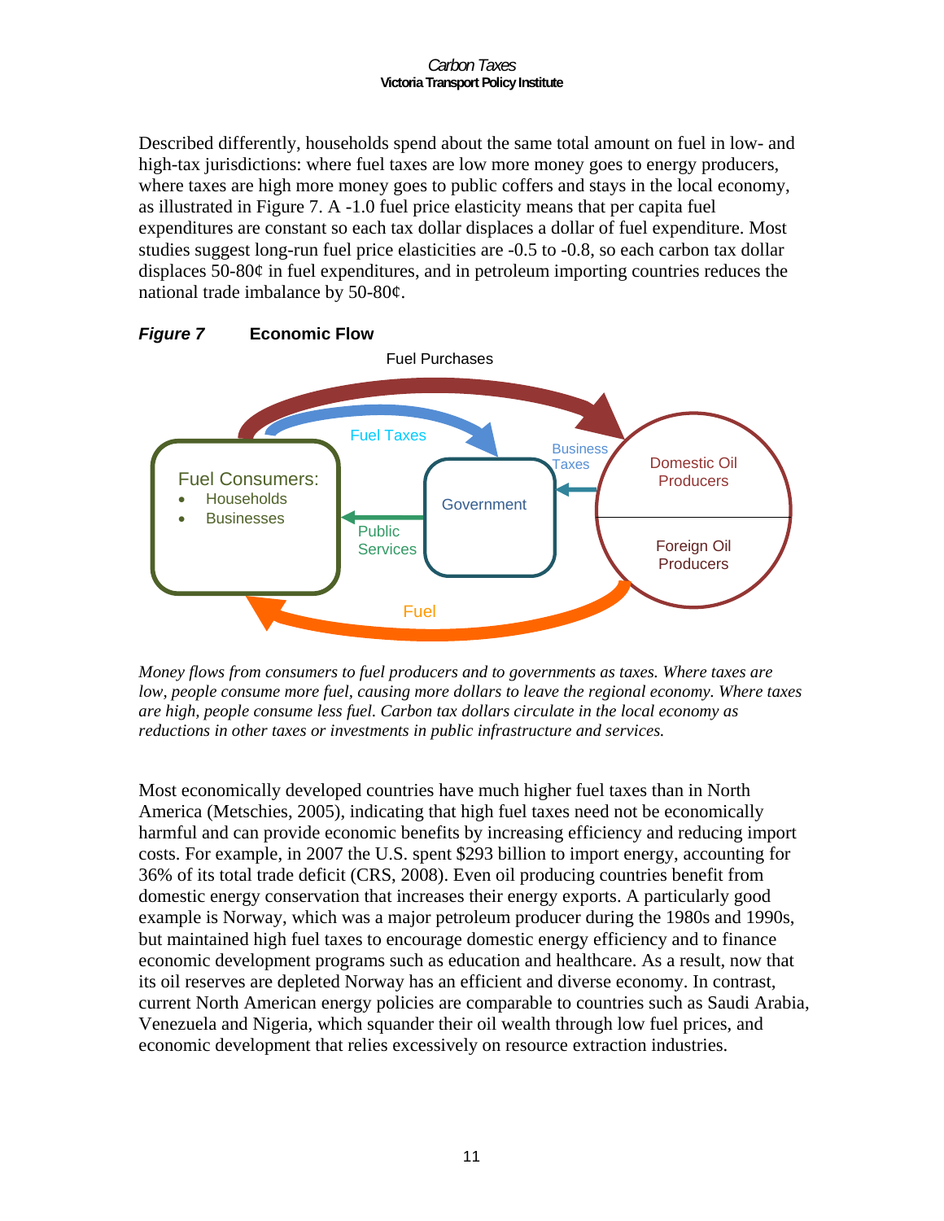Described differently, households spend about the same total amount on fuel in low- and high-tax jurisdictions: where fuel taxes are low more money goes to energy producers, where taxes are high more money goes to public coffers and stays in the local economy, as illustrated in Figure 7. A -1.0 fuel price elasticity means that per capita fuel expenditures are constant so each tax dollar displaces a dollar of fuel expenditure. Most studies suggest long-run fuel price elasticities are -0.5 to -0.8, so each carbon tax dollar displaces 50-80¢ in fuel expenditures, and in petroleum importing countries reduces the national trade imbalance by 50-80¢.

***Figure 7*** **Economic Flow**

*Money flows from consumers to fuel producers and to governments as taxes. Where taxes are low, people consume more fuel, causing more dollars to leave the regional economy. Where taxes are high, people consume less fuel. Carbon tax dollars circulate in the local economy as reductions in other taxes or investments in public infrastructure and services.*

Most economically developed countries have much higher fuel taxes than in North America (Metschies, 2005), indicating that high fuel taxes need not be economically harmful and can provide economic benefits by increasing efficiency and reducing import costs. For example, in 2007 the U.S. spent $293 billion to import energy, accounting for 36% of its total trade deficit (CRS, 2008). Even oil producing countries benefit from domestic energy conservation that increases their energy exports. A particularly good example is Norway, which was a major petroleum producer during the 1980s and 1990s, but maintained high fuel taxes to encourage domestic energy efficiency and to finance economic development programs such as education and healthcare. As a result, now that its oil reserves are depleted Norway has an efficient and diverse economy. In contrast, current North American energy policies are comparable to countries such as Saudi Arabia, Venezuela and Nigeria, which squander their oil wealth through low fuel prices, and economic development that relies excessively on resource extraction industries.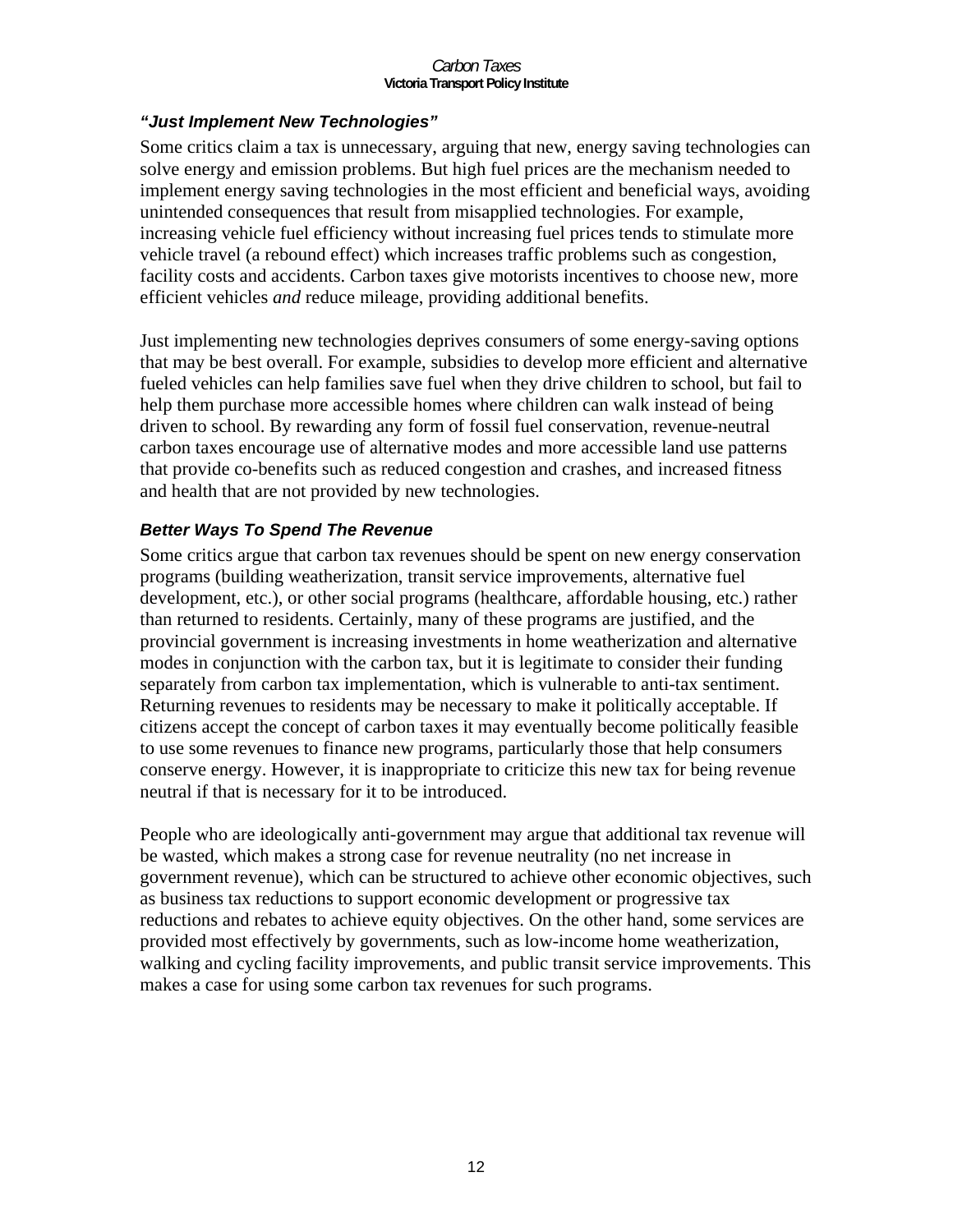### *"Just Implement New Technologies"*

Some critics claim a tax is unnecessary, arguing that new, energy saving technologies can solve energy and emission problems. But high fuel prices are the mechanism needed to implement energy saving technologies in the most efficient and beneficial ways, avoiding unintended consequences that result from misapplied technologies. For example, increasing vehicle fuel efficiency without increasing fuel prices tends to stimulate more vehicle travel (a rebound effect) which increases traffic problems such as congestion, facility costs and accidents. Carbon taxes give motorists incentives to choose new, more efficient vehicles *and* reduce mileage, providing additional benefits.

Just implementing new technologies deprives consumers of some energy-saving options that may be best overall. For example, subsidies to develop more efficient and alternative fueled vehicles can help families save fuel when they drive children to school, but fail to help them purchase more accessible homes where children can walk instead of being driven to school. By rewarding any form of fossil fuel conservation, revenue-neutral carbon taxes encourage use of alternative modes and more accessible land use patterns that provide co-benefits such as reduced congestion and crashes, and increased fitness and health that are not provided by new technologies.

### *Better Ways To Spend The Revenue*

Some critics argue that carbon tax revenues should be spent on new energy conservation programs (building weatherization, transit service improvements, alternative fuel development, etc.), or other social programs (healthcare, affordable housing, etc.) rather than returned to residents. Certainly, many of these programs are justified, and the provincial government is increasing investments in home weatherization and alternative modes in conjunction with the carbon tax, but it is legitimate to consider their funding separately from carbon tax implementation, which is vulnerable to anti-tax sentiment. Returning revenues to residents may be necessary to make it politically acceptable. If citizens accept the concept of carbon taxes it may eventually become politically feasible to use some revenues to finance new programs, particularly those that help consumers conserve energy. However, it is inappropriate to criticize this new tax for being revenue neutral if that is necessary for it to be introduced.

People who are ideologically anti-government may argue that additional tax revenue will be wasted, which makes a strong case for revenue neutrality (no net increase in government revenue), which can be structured to achieve other economic objectives, such as business tax reductions to support economic development or progressive tax reductions and rebates to achieve equity objectives. On the other hand, some services are provided most effectively by governments, such as low-income home weatherization, walking and cycling facility improvements, and public transit service improvements. This makes a case for using some carbon tax revenues for such programs.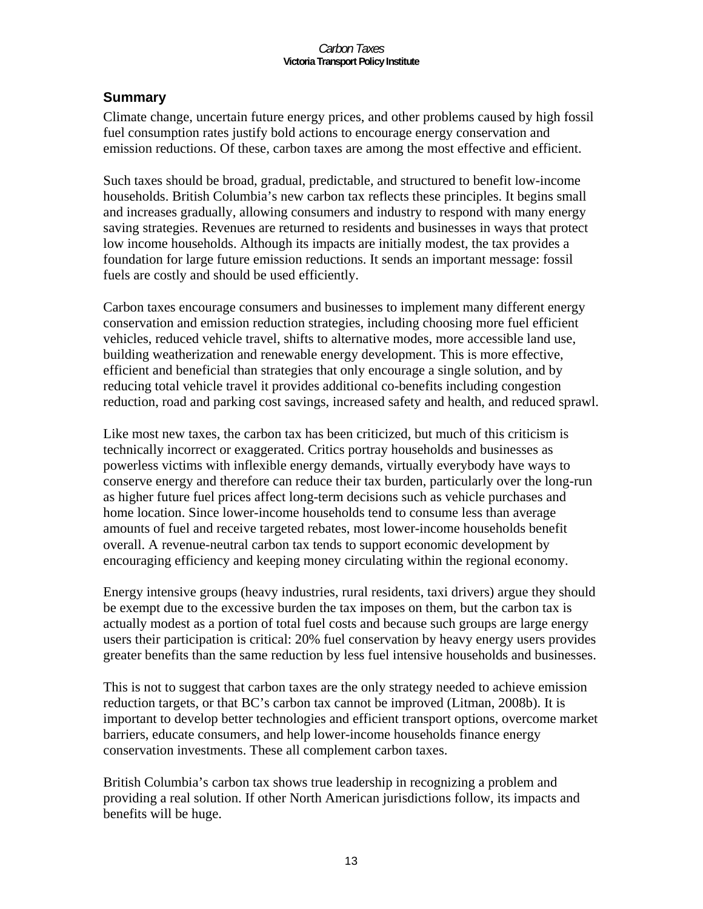## Summary

Climate change, uncertain future energy prices, and other problems caused by high fossil fuel consumption rates justify bold actions to encourage energy conservation and emission reductions. Of these, carbon taxes are among the most effective and efficient.

Such taxes should be broad, gradual, predictable, and structured to benefit low-income households. British Columbia's new carbon tax reflects these principles. It begins small and increases gradually, allowing consumers and industry to respond with many energy saving strategies. Revenues are returned to residents and businesses in ways that protect low income households. Although its impacts are initially modest, the tax provides a foundation for large future emission reductions. It sends an important message: fossil fuels are costly and should be used efficiently.

Carbon taxes encourage consumers and businesses to implement many different energy conservation and emission reduction strategies, including choosing more fuel efficient vehicles, reduced vehicle travel, shifts to alternative modes, more accessible land use, building weatherization and renewable energy development. This is more effective, efficient and beneficial than strategies that only encourage a single solution, and by reducing total vehicle travel it provides additional co-benefits including congestion reduction, road and parking cost savings, increased safety and health, and reduced sprawl.

Like most new taxes, the carbon tax has been criticized, but much of this criticism is technically incorrect or exaggerated. Critics portray households and businesses as powerless victims with inflexible energy demands, virtually everybody have ways to conserve energy and therefore can reduce their tax burden, particularly over the long-run as higher future fuel prices affect long-term decisions such as vehicle purchases and home location. Since lower-income households tend to consume less than average amounts of fuel and receive targeted rebates, most lower-income households benefit overall. A revenue-neutral carbon tax tends to support economic development by encouraging efficiency and keeping money circulating within the regional economy.

Energy intensive groups (heavy industries, rural residents, taxi drivers) argue they should be exempt due to the excessive burden the tax imposes on them, but the carbon tax is actually modest as a portion of total fuel costs and because such groups are large energy users their participation is critical: 20% fuel conservation by heavy energy users provides greater benefits than the same reduction by less fuel intensive households and businesses.

This is not to suggest that carbon taxes are the only strategy needed to achieve emission reduction targets, or that BC's carbon tax cannot be improved (Litman, 2008b). It is important to develop better technologies and efficient transport options, overcome market barriers, educate consumers, and help lower-income households finance energy conservation investments. These all complement carbon taxes.

British Columbia's carbon tax shows true leadership in recognizing a problem and providing a real solution. If other North American jurisdictions follow, its impacts and benefits will be huge.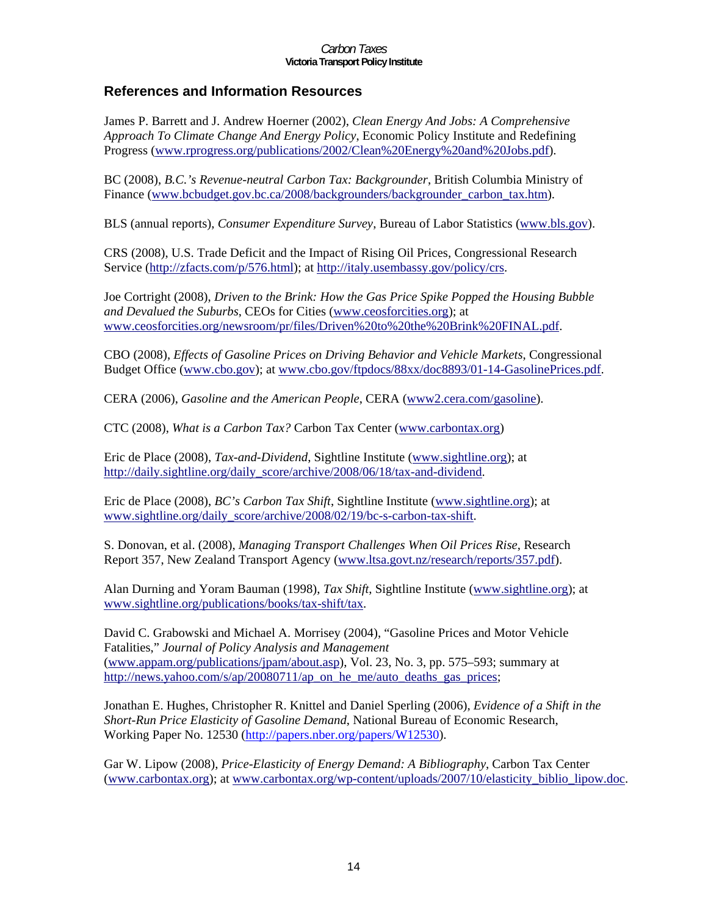## References and Information Resources

James P. Barrett and J. Andrew Hoerner (2002), *Clean Energy And Jobs: A Comprehensive Approach To Climate Change And Energy Policy*, Economic Policy Institute and Redefining Progress (www.rprogress.org/publications/2002/Clean%20Energy%20and%20Jobs.pdf).

BC (2008), *B.C.'s Revenue-neutral Carbon Tax: Backgrounder*, British Columbia Ministry of Finance (www.bcbudget.gov.bc.ca/2008/backgrounders/backgrounder_carbon_tax.htm).

BLS (annual reports), *Consumer Expenditure Survey*, Bureau of Labor Statistics (www.bls.gov).

CRS (2008), U.S. Trade Deficit and the Impact of Rising Oil Prices, Congressional Research Service (http://zfacts.com/p/576.html); at http://italy.usembassy.gov/policy/crs.

Joe Cortright (2008), *Driven to the Brink: How the Gas Price Spike Popped the Housing Bubble and Devalued the Suburbs*, CEOs for Cities (www.ceosforcities.org); at www.ceosforcities.org/newsroom/pr/files/Driven%20to%20the%20Brink%20FINAL.pdf.

CBO (2008), *Effects of Gasoline Prices on Driving Behavior and Vehicle Markets*, Congressional Budget Office (www.cbo.gov); at www.cbo.gov/ftpdocs/88xx/doc8893/01-14-GasolinePrices.pdf.

CERA (2006), *Gasoline and the American People*, CERA (www2.cera.com/gasoline).

CTC (2008), *What is a Carbon Tax?* Carbon Tax Center (www.carbontax.org)

Eric de Place (2008), *Tax-and-Dividend*, Sightline Institute (www.sightline.org); at http://daily.sightline.org/daily_score/archive/2008/06/18/tax-and-dividend.

Eric de Place (2008), *BC's Carbon Tax Shift*, Sightline Institute (www.sightline.org); at www.sightline.org/daily_score/archive/2008/02/19/bc-s-carbon-tax-shift.

S. Donovan, et al. (2008), *Managing Transport Challenges When Oil Prices Rise*, Research Report 357, New Zealand Transport Agency (www.ltsa.govt.nz/research/reports/357.pdf).

Alan Durning and Yoram Bauman (1998), *Tax Shift*, Sightline Institute (www.sightline.org); at www.sightline.org/publications/books/tax-shift/tax.

David C. Grabowski and Michael A. Morrisey (2004), "Gasoline Prices and Motor Vehicle Fatalities," *Journal of Policy Analysis and Management* (www.appam.org/publications/jpam/about.asp), Vol. 23, No. 3, pp. 575–593; summary at http://news.yahoo.com/s/ap/20080711/ap_on_he_me/auto_deaths_gas_prices;

Jonathan E. Hughes, Christopher R. Knittel and Daniel Sperling (2006), *Evidence of a Shift in the Short-Run Price Elasticity of Gasoline Demand*, National Bureau of Economic Research, Working Paper No. 12530 (http://papers.nber.org/papers/W12530).

Gar W. Lipow (2008), *Price-Elasticity of Energy Demand: A Bibliography*, Carbon Tax Center (www.carbontax.org); at www.carbontax.org/wp-content/uploads/2007/10/elasticity_biblio_lipow.doc.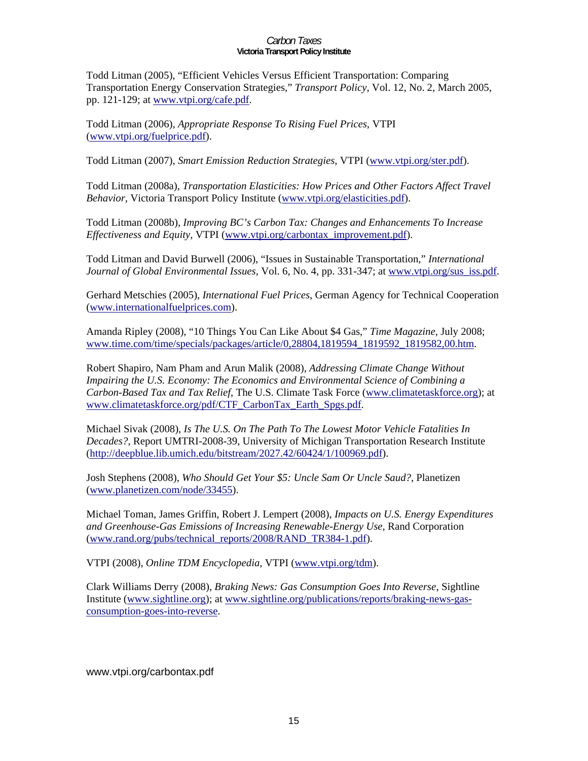Todd Litman (2005), "Efficient Vehicles Versus Efficient Transportation: Comparing Transportation Energy Conservation Strategies," *Transport Policy*, Vol. 12, No. 2, March 2005, pp. 121-129; at www.vtpi.org/cafe.pdf.

Todd Litman (2006), *Appropriate Response To Rising Fuel Prices*, VTPI (www.vtpi.org/fuelprice.pdf).

Todd Litman (2007), *Smart Emission Reduction Strategies*, VTPI (www.vtpi.org/ster.pdf).

Todd Litman (2008a), *Transportation Elasticities: How Prices and Other Factors Affect Travel Behavior*, Victoria Transport Policy Institute (www.vtpi.org/elasticities.pdf).

Todd Litman (2008b), *Improving BC's Carbon Tax: Changes and Enhancements To Increase Effectiveness and Equity*, VTPI (www.vtpi.org/carbontax_improvement.pdf).

Todd Litman and David Burwell (2006), "Issues in Sustainable Transportation," *International Journal of Global Environmental Issues*, Vol. 6, No. 4, pp. 331-347; at www.vtpi.org/sus_iss.pdf.

Gerhard Metschies (2005), *International Fuel Prices*, German Agency for Technical Cooperation (www.internationalfuelprices.com).

Amanda Ripley (2008), "10 Things You Can Like About $4 Gas," *Time Magazine*, July 2008; www.time.com/time/specials/packages/article/0,28804,1819594_1819592_1819582,00.htm.

Robert Shapiro, Nam Pham and Arun Malik (2008), *Addressing Climate Change Without Impairing the U.S. Economy: The Economics and Environmental Science of Combining a Carbon-Based Tax and Tax Relief*, The U.S. Climate Task Force (www.climatetaskforce.org); at www.climatetaskforce.org/pdf/CTF_CarbonTax_Earth_Spgs.pdf.

Michael Sivak (2008), *Is The U.S. On The Path To The Lowest Motor Vehicle Fatalities In Decades?*, Report UMTRI-2008-39, University of Michigan Transportation Research Institute (http://deepblue.lib.umich.edu/bitstream/2027.42/60424/1/100969.pdf).

Josh Stephens (2008), *Who Should Get Your $5: Uncle Sam Or Uncle Saud?*, Planetizen (www.planetizen.com/node/33455).

Michael Toman, James Griffin, Robert J. Lempert (2008), *Impacts on U.S. Energy Expenditures and Greenhouse-Gas Emissions of Increasing Renewable-Energy Use*, Rand Corporation (www.rand.org/pubs/technical_reports/2008/RAND_TR384-1.pdf).

VTPI (2008), *Online TDM Encyclopedia*, VTPI (www.vtpi.org/tdm).

Clark Williams Derry (2008), *Braking News: Gas Consumption Goes Into Reverse*, Sightline Institute (www.sightline.org); at www.sightline.org/publications/reports/braking-news-gas-consumption-goes-into-reverse.